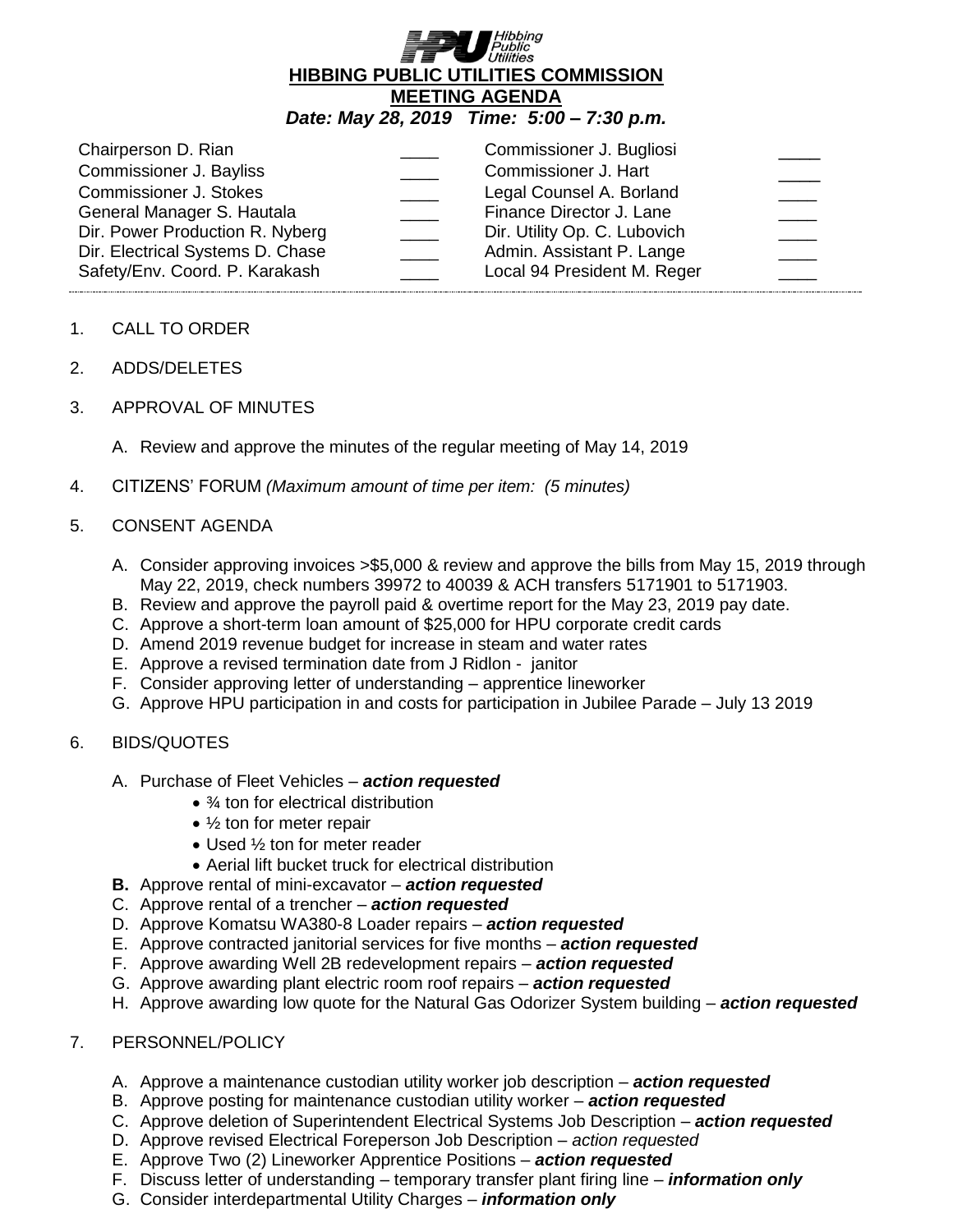# HIBBING PUBLIC UTILITIES COMMISSION

## MEETING AGENDA

***Date: May 28, 2019 Time: 5:00 – 7:30 p.m.***

| | | | |
|---|---|---|---|
| Chairperson D. Rian | ____ | Commissioner J. Bugliosi | ____ |
| Commissioner J. Bayliss | ____ | Commissioner J. Hart | ____ |
| Commissioner J. Stokes | ____ | Legal Counsel A. Borland | ____ |
| General Manager S. Hautala | ____ | Finance Director J. Lane | ____ |
| Dir. Power Production R. Nyberg | ____ | Dir. Utility Op. C. Lubovich | ____ |
| Dir. Electrical Systems D. Chase | ____ | Admin. Assistant P. Lange | ____ |
| Safety/Env. Coord. P. Karakash | ____ | Local 94 President M. Reger | ____ |

1. CALL TO ORDER

2. ADDS/DELETES

3. APPROVAL OF MINUTES

   A. Review and approve the minutes of the regular meeting of May 14, 2019

4. CITIZENS' FORUM *(Maximum amount of time per item: (5 minutes)*

5. CONSENT AGENDA

   A. Consider approving invoices >$5,000 & review and approve the bills from May 15, 2019 through May 22, 2019, check numbers 39972 to 40039 & ACH transfers 5171901 to 5171903.
   B. Review and approve the payroll paid & overtime report for the May 23, 2019 pay date.
   C. Approve a short-term loan amount of $25,000 for HPU corporate credit cards
   D. Amend 2019 revenue budget for increase in steam and water rates
   E. Approve a revised termination date from J Ridlon - janitor
   F. Consider approving letter of understanding – apprentice lineworker
   G. Approve HPU participation in and costs for participation in Jubilee Parade – July 13 2019

6. BIDS/QUOTES

   A. Purchase of Fleet Vehicles – ***action requested***
      - ¾ ton for electrical distribution
      - ½ ton for meter repair
      - Used ½ ton for meter reader
      - Aerial lift bucket truck for electrical distribution

   **B.** Approve rental of mini-excavator – ***action requested***
   C. Approve rental of a trencher – ***action requested***
   D. Approve Komatsu WA380-8 Loader repairs – ***action requested***
   E. Approve contracted janitorial services for five months – ***action requested***
   F. Approve awarding Well 2B redevelopment repairs – ***action requested***
   G. Approve awarding plant electric room roof repairs – ***action requested***
   H. Approve awarding low quote for the Natural Gas Odorizer System building – ***action requested***

7. PERSONNEL/POLICY

   A. Approve a maintenance custodian utility worker job description – ***action requested***
   B. Approve posting for maintenance custodian utility worker – ***action requested***
   C. Approve deletion of Superintendent Electrical Systems Job Description – ***action requested***
   D. Approve revised Electrical Foreperson Job Description – *action requested*
   E. Approve Two (2) Lineworker Apprentice Positions – ***action requested***
   F. Discuss letter of understanding – temporary transfer plant firing line – ***information only***
   G. Consider interdepartmental Utility Charges – ***information only***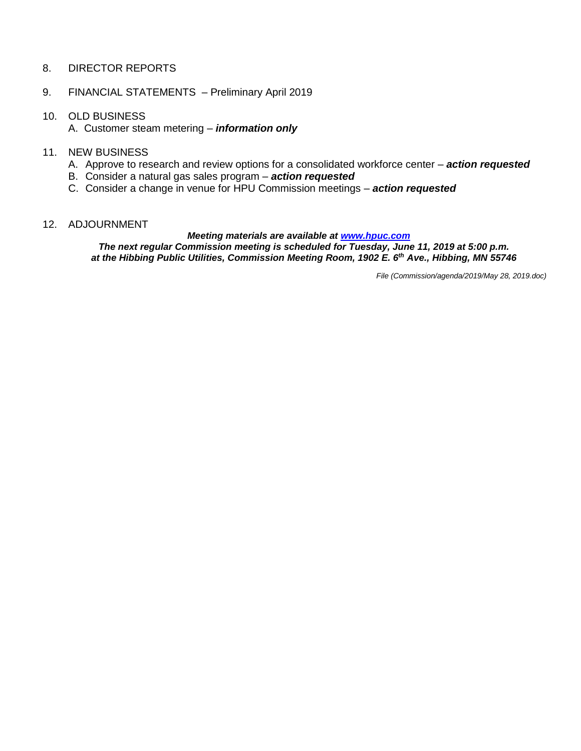8. DIRECTOR REPORTS

9. FINANCIAL STATEMENTS – Preliminary April 2019

10. OLD BUSINESS
    A. Customer steam metering – ***information only***

11. NEW BUSINESS
    A. Approve to research and review options for a consolidated workforce center – ***action requested***
    B. Consider a natural gas sales program – ***action requested***
    C. Consider a change in venue for HPU Commission meetings – ***action requested***

12. ADJOURNMENT

***Meeting materials are available at [www.hpuc.com](http://www.hpuc.com)***
***The next regular Commission meeting is scheduled for Tuesday, June 11, 2019 at 5:00 p.m. at the Hibbing Public Utilities, Commission Meeting Room, 1902 E. 6th Ave., Hibbing, MN 55746***

*File (Commission/agenda/2019/May 28, 2019.doc)*